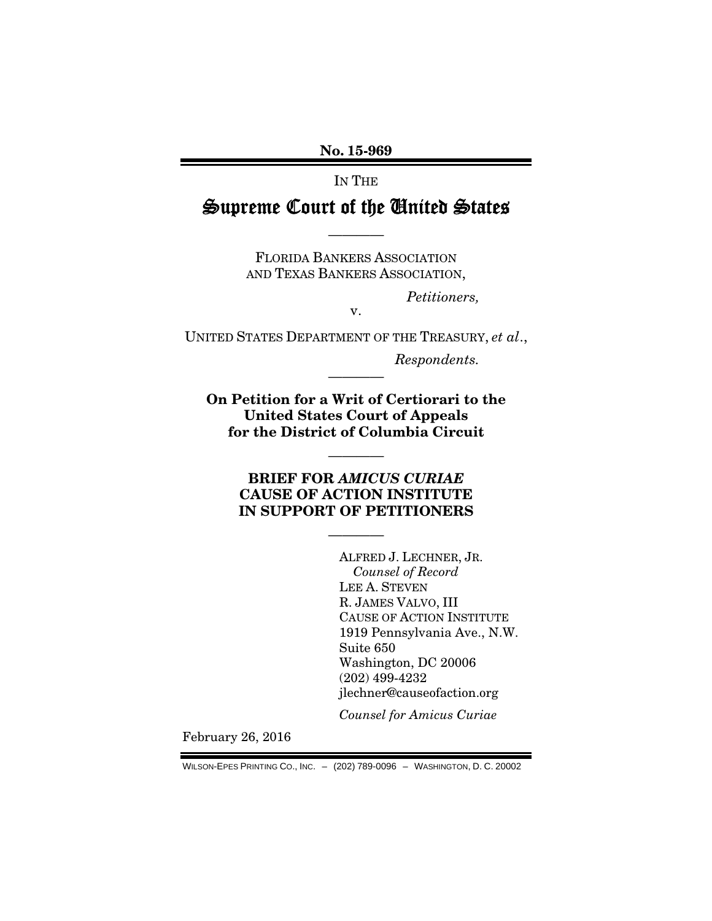**No. 15-969**

IN THE

# Supreme Court of the United States

————

FLORIDA BANKERS ASSOCIATION AND TEXAS BANKERS ASSOCIATION,

*Petitioners,*

v.

UNITED STATES DEPARTMENT OF THE TREASURY, *et al*.,

*Respondents.*

————

**On Petition for a Writ of Certiorari to the United States Court of Appeals for the District of Columbia Circuit**

————

**BRIEF FOR *AMICUS CURIAE* CAUSE OF ACTION INSTITUTE IN SUPPORT OF PETITIONERS**

————

ALFRED J. LECHNER, JR.
*Counsel of Record*
LEE A. STEVEN
R. JAMES VALVO, III
CAUSE OF ACTION INSTITUTE
1919 Pennsylvania Ave., N.W.
Suite 650
Washington, DC 20006
(202) 499-4232
jlechner@causeofaction.org

*Counsel for Amicus Curiae*

February 26, 2016

WILSON-EPES PRINTING CO., INC. – (202) 789-0096 – WASHINGTON, D. C. 20002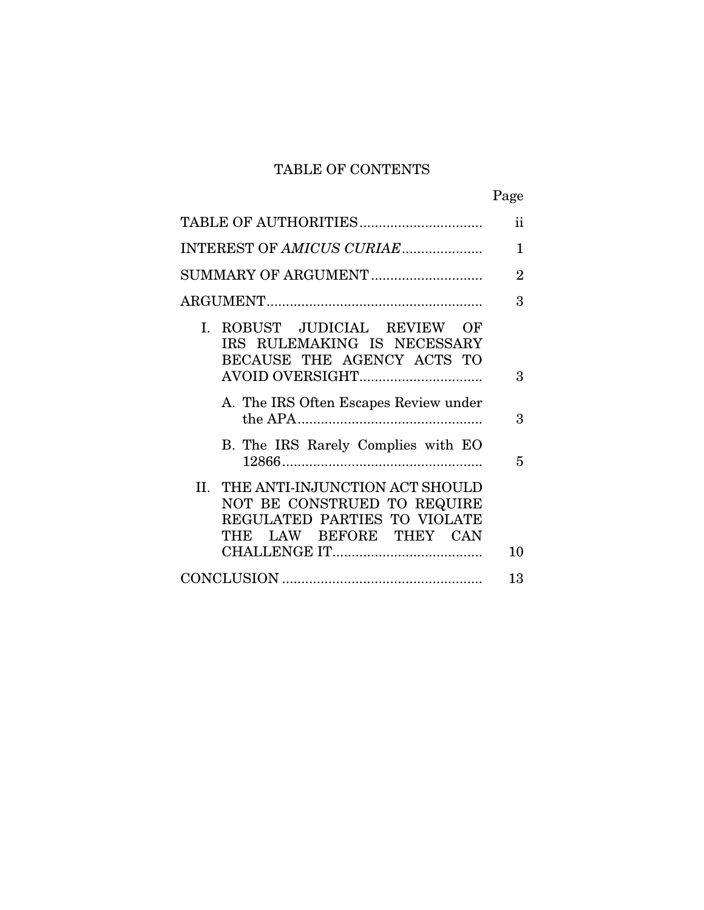# TABLE OF CONTENTS

| | Page |
|---|---|
| TABLE OF AUTHORITIES | ii |
| INTEREST OF *AMICUS CURIAE* | 1 |
| SUMMARY OF ARGUMENT | 2 |
| ARGUMENT | 3 |
| I. ROBUST JUDICIAL REVIEW OF IRS RULEMAKING IS NECESSARY BECAUSE THE AGENCY ACTS TO AVOID OVERSIGHT | 3 |
| A. The IRS Often Escapes Review under the APA | 3 |
| B. The IRS Rarely Complies with EO 12866 | 5 |
| II. THE ANTI-INJUNCTION ACT SHOULD NOT BE CONSTRUED TO REQUIRE REGULATED PARTIES TO VIOLATE THE LAW BEFORE THEY CAN CHALLENGE IT | 10 |
| CONCLUSION | 13 |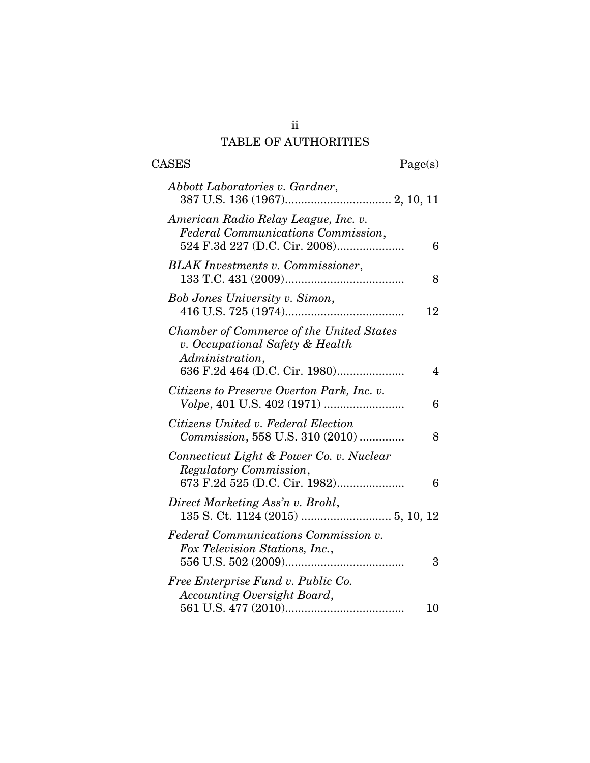## TABLE OF AUTHORITIES

CASES Page(s)

*Abbott Laboratories v. Gardner*, 387 U.S. 136 (1967)................................ 2, 10, 11

*American Radio Relay League, Inc. v. Federal Communications Commission*, 524 F.3d 227 (D.C. Cir. 2008)..................... 6

*BLAK Investments v. Commissioner*, 133 T.C. 431 (2009)..................................... 8

*Bob Jones University v. Simon*, 416 U.S. 725 (1974)..................................... 12

*Chamber of Commerce of the United States v. Occupational Safety & Health Administration*, 636 F.2d 464 (D.C. Cir. 1980)..................... 4

*Citizens to Preserve Overton Park, Inc. v. Volpe*, 401 U.S. 402 (1971) ......................... 6

*Citizens United v. Federal Election Commission*, 558 U.S. 310 (2010) ............. 8

*Connecticut Light & Power Co. v. Nuclear Regulatory Commission*, 673 F.2d 525 (D.C. Cir. 1982)..................... 6

*Direct Marketing Ass'n v. Brohl*, 135 S. Ct. 1124 (2015) ........................... 5, 10, 12

*Federal Communications Commission v. Fox Television Stations, Inc.*, 556 U.S. 502 (2009)..................................... 3

*Free Enterprise Fund v. Public Co. Accounting Oversight Board*, 561 U.S. 477 (2010)..................................... 10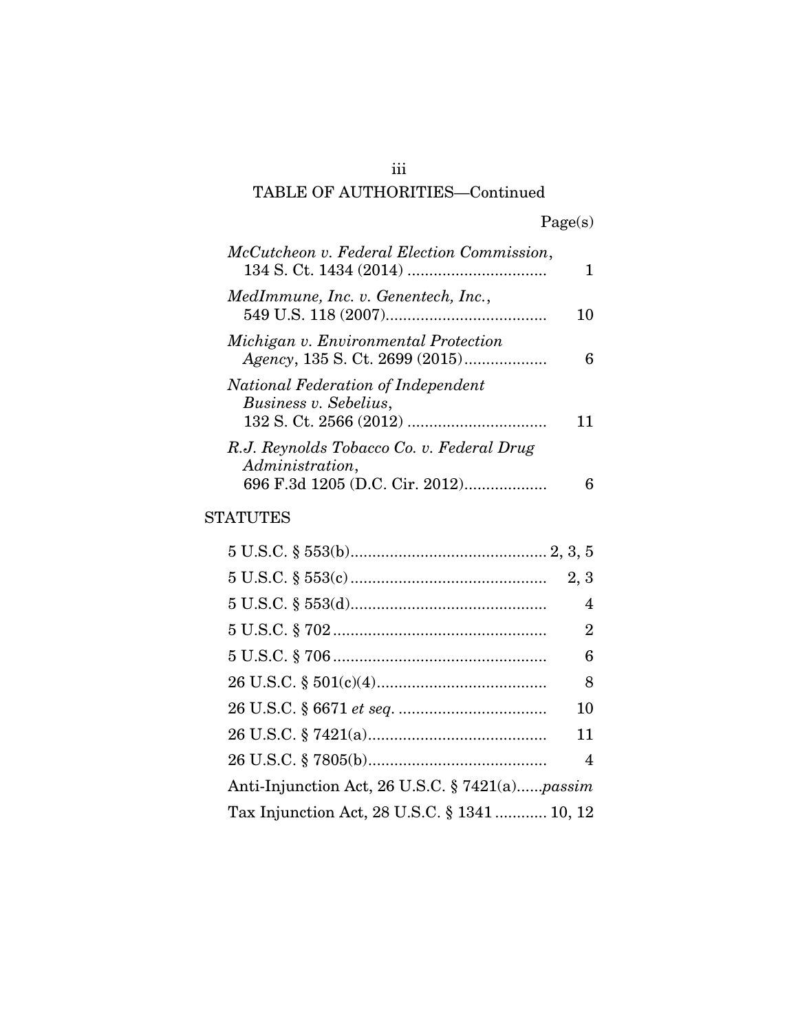TABLE OF AUTHORITIES—Continued

| | Page(s) |
|---|---|
| *McCutcheon v. Federal Election Commission*, 134 S. Ct. 1434 (2014) | 1 |
| *MedImmune, Inc. v. Genentech, Inc.*, 549 U.S. 118 (2007) | 10 |
| *Michigan v. Environmental Protection Agency*, 135 S. Ct. 2699 (2015) | 6 |
| *National Federation of Independent Business v. Sebelius*, 132 S. Ct. 2566 (2012) | 11 |
| *R.J. Reynolds Tobacco Co. v. Federal Drug Administration*, 696 F.3d 1205 (D.C. Cir. 2012) | 6 |

## STATUTES

| | |
|---|---|
| 5 U.S.C. § 553(b) | 2, 3, 5 |
| 5 U.S.C. § 553(c) | 2, 3 |
| 5 U.S.C. § 553(d) | 4 |
| 5 U.S.C. § 702 | 2 |
| 5 U.S.C. § 706 | 6 |
| 26 U.S.C. § 501(c)(4) | 8 |
| 26 U.S.C. § 6671 *et seq.* | 10 |
| 26 U.S.C. § 7421(a) | 11 |
| 26 U.S.C. § 7805(b) | 4 |
| Anti-Injunction Act, 26 U.S.C. § 7421(a) | *passim* |
| Tax Injunction Act, 28 U.S.C. § 1341 | 10, 12 |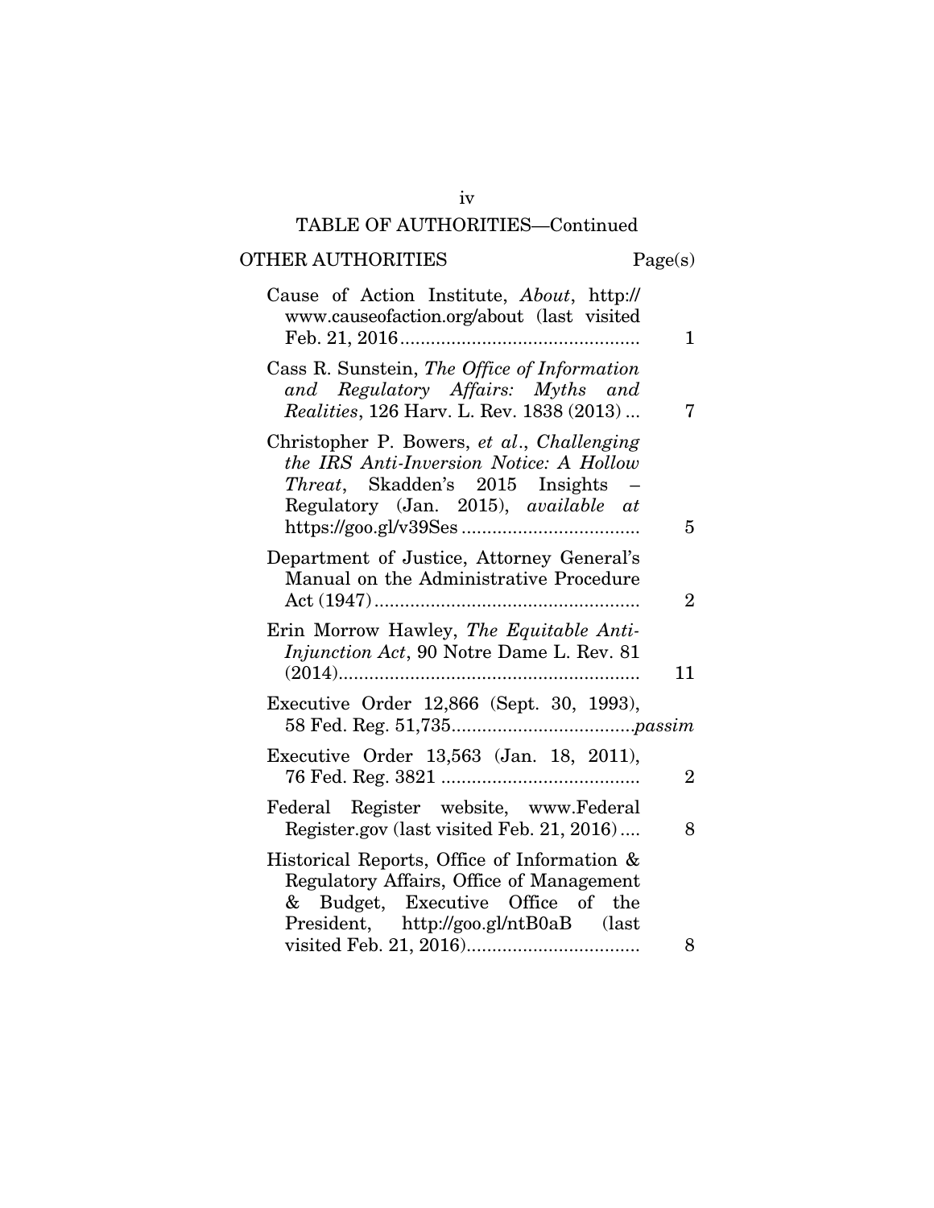TABLE OF AUTHORITIES—Continued

OTHER AUTHORITIES

| | Page(s) |
|---|---|
| Cause of Action Institute, *About*, http://www.causeofaction.org/about (last visited Feb. 21, 2016 | 1 |
| Cass R. Sunstein, *The Office of Information and Regulatory Affairs: Myths and Realities*, 126 Harv. L. Rev. 1838 (2013) | 7 |
| Christopher P. Bowers, *et al.*, *Challenging the IRS Anti-Inversion Notice: A Hollow Threat*, Skadden's 2015 Insights – Regulatory (Jan. 2015), *available at* https://goo.gl/v39Ses | 5 |
| Department of Justice, Attorney General's Manual on the Administrative Procedure Act (1947) | 2 |
| Erin Morrow Hawley, *The Equitable Anti-Injunction Act*, 90 Notre Dame L. Rev. 81 (2014) | 11 |
| Executive Order 12,866 (Sept. 30, 1993), 58 Fed. Reg. 51,735 | *passim* |
| Executive Order 13,563 (Jan. 18, 2011), 76 Fed. Reg. 3821 | 2 |
| Federal Register website, www.FederalRegister.gov (last visited Feb. 21, 2016) | 8 |
| Historical Reports, Office of Information & Regulatory Affairs, Office of Management & Budget, Executive Office of the President, http://goo.gl/ntB0aB (last visited Feb. 21, 2016) | 8 |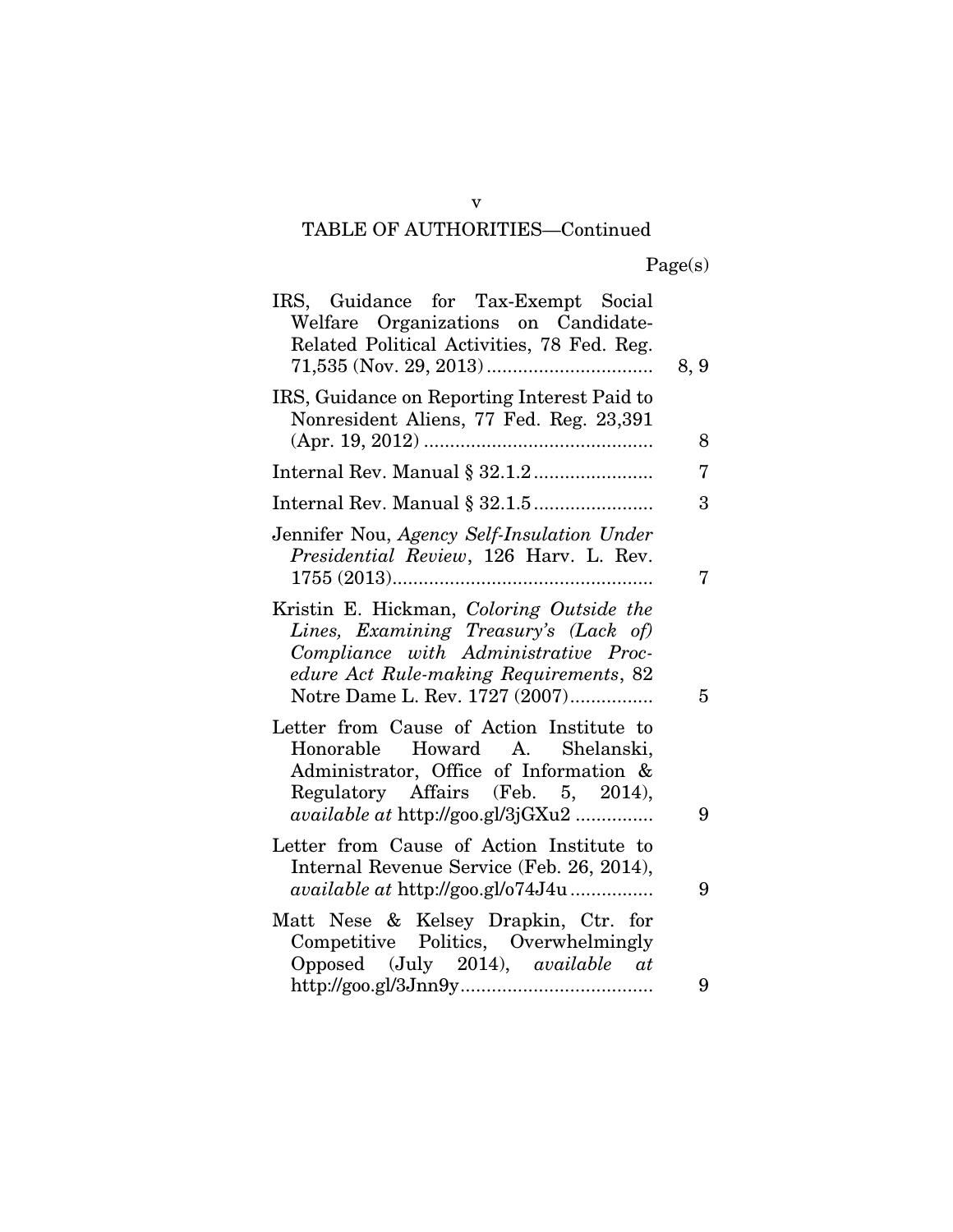TABLE OF AUTHORITIES—Continued

| | Page(s) |
|---|---|
| IRS, Guidance for Tax-Exempt Social Welfare Organizations on Candidate-Related Political Activities, 78 Fed. Reg. 71,535 (Nov. 29, 2013) | 8, 9 |
| IRS, Guidance on Reporting Interest Paid to Nonresident Aliens, 77 Fed. Reg. 23,391 (Apr. 19, 2012) | 8 |
| Internal Rev. Manual § 32.1.2 | 7 |
| Internal Rev. Manual § 32.1.5 | 3 |
| Jennifer Nou, *Agency Self-Insulation Under Presidential Review*, 126 Harv. L. Rev. 1755 (2013) | 7 |
| Kristin E. Hickman, *Coloring Outside the Lines, Examining Treasury's (Lack of) Compliance with Administrative Procedure Act Rule-making Requirements*, 82 Notre Dame L. Rev. 1727 (2007) | 5 |
| Letter from Cause of Action Institute to Honorable Howard A. Shelanski, Administrator, Office of Information & Regulatory Affairs (Feb. 5, 2014), *available at* http://goo.gl/3jGXu2 | 9 |
| Letter from Cause of Action Institute to Internal Revenue Service (Feb. 26, 2014), *available at* http://goo.gl/o74J4u | 9 |
| Matt Nese & Kelsey Drapkin, Ctr. for Competitive Politics, Overwhelmingly Opposed (July 2014), *available at* http://goo.gl/3Jnn9y | 9 |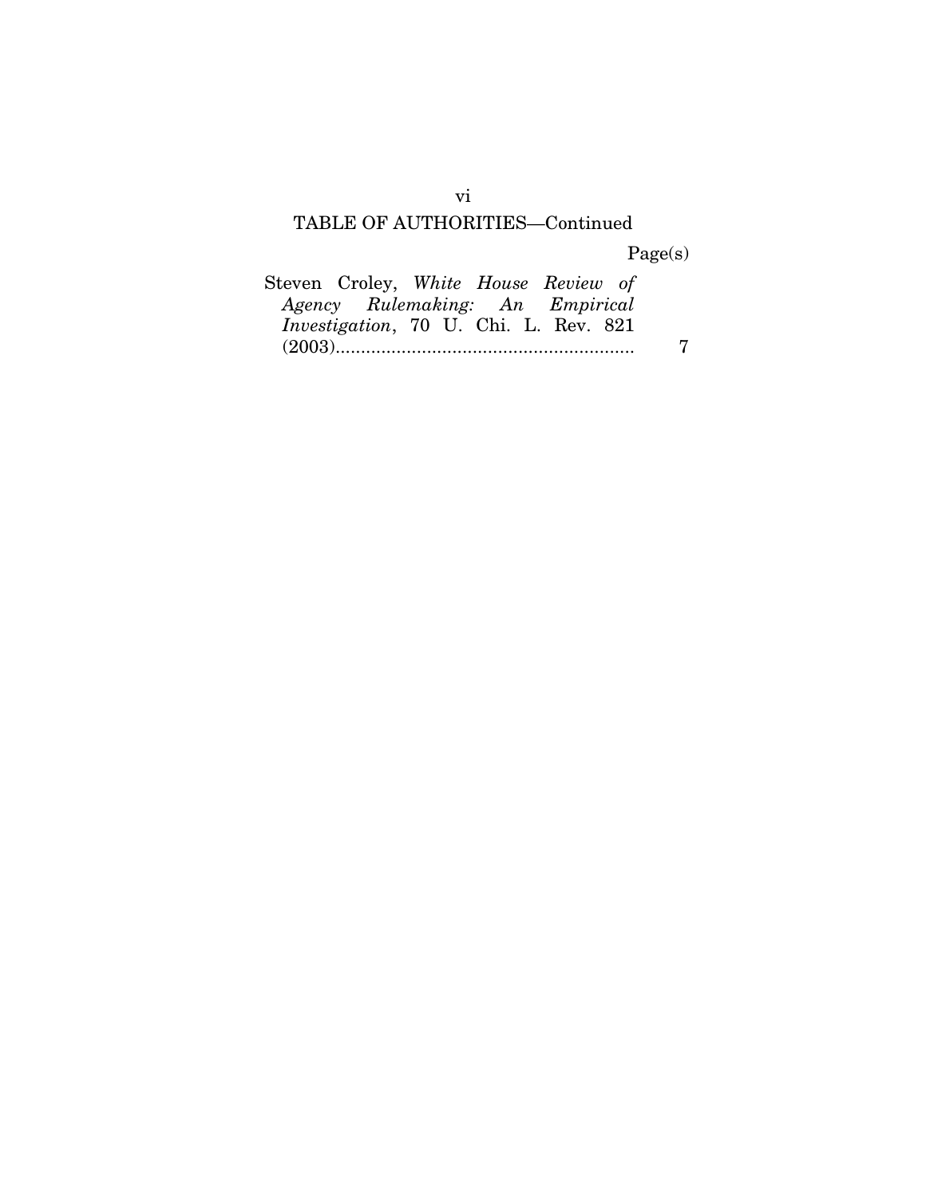TABLE OF AUTHORITIES—Continued

| | Page(s) |
|---|---|
| Steven Croley, *White House Review of Agency Rulemaking: An Empirical Investigation*, 70 U. Chi. L. Rev. 821 (2003) | 7 |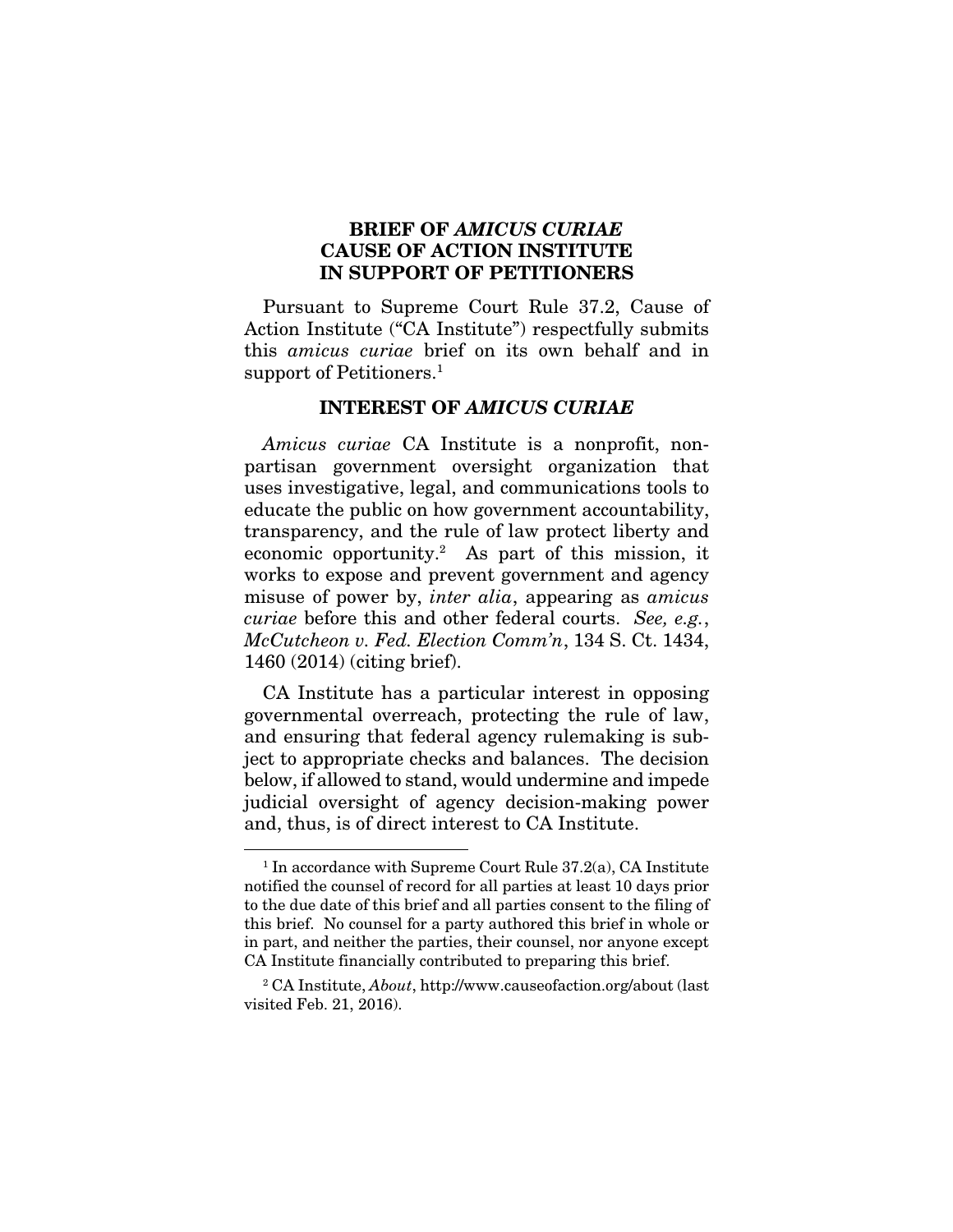# BRIEF OF *AMICUS CURIAE* CAUSE OF ACTION INSTITUTE IN SUPPORT OF PETITIONERS

Pursuant to Supreme Court Rule 37.2, Cause of Action Institute ("CA Institute") respectfully submits this *amicus curiae* brief on its own behalf and in support of Petitioners.[1]

## INTEREST OF *AMICUS CURIAE*

*Amicus curiae* CA Institute is a nonprofit, nonpartisan government oversight organization that uses investigative, legal, and communications tools to educate the public on how government accountability, transparency, and the rule of law protect liberty and economic opportunity.[2] As part of this mission, it works to expose and prevent government and agency misuse of power by, *inter alia*, appearing as *amicus curiae* before this and other federal courts. *See, e.g.*, *McCutcheon v. Fed. Election Comm'n*, 134 S. Ct. 1434, 1460 (2014) (citing brief).

CA Institute has a particular interest in opposing governmental overreach, protecting the rule of law, and ensuring that federal agency rulemaking is subject to appropriate checks and balances. The decision below, if allowed to stand, would undermine and impede judicial oversight of agency decision-making power and, thus, is of direct interest to CA Institute.

---

[1] In accordance with Supreme Court Rule 37.2(a), CA Institute notified the counsel of record for all parties at least 10 days prior to the due date of this brief and all parties consent to the filing of this brief. No counsel for a party authored this brief in whole or in part, and neither the parties, their counsel, nor anyone except CA Institute financially contributed to preparing this brief.

[2] CA Institute, *About*, http://www.causeofaction.org/about (last visited Feb. 21, 2016).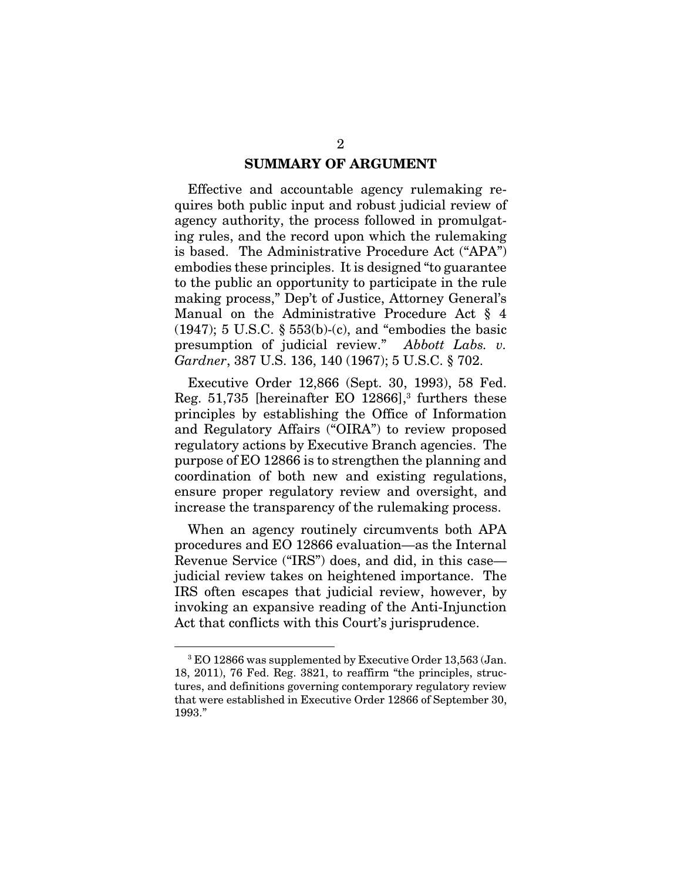## SUMMARY OF ARGUMENT

Effective and accountable agency rulemaking requires both public input and robust judicial review of agency authority, the process followed in promulgating rules, and the record upon which the rulemaking is based. The Administrative Procedure Act ("APA") embodies these principles. It is designed "to guarantee to the public an opportunity to participate in the rule making process," Dep't of Justice, Attorney General's Manual on the Administrative Procedure Act § 4 (1947); 5 U.S.C. § 553(b)-(c), and "embodies the basic presumption of judicial review." *Abbott Labs. v. Gardner*, 387 U.S. 136, 140 (1967); 5 U.S.C. § 702.

Executive Order 12,866 (Sept. 30, 1993), 58 Fed. Reg. 51,735 [hereinafter EO 12866],[3] furthers these principles by establishing the Office of Information and Regulatory Affairs ("OIRA") to review proposed regulatory actions by Executive Branch agencies. The purpose of EO 12866 is to strengthen the planning and coordination of both new and existing regulations, ensure proper regulatory review and oversight, and increase the transparency of the rulemaking process.

When an agency routinely circumvents both APA procedures and EO 12866 evaluation—as the Internal Revenue Service ("IRS") does, and did, in this case—judicial review takes on heightened importance. The IRS often escapes that judicial review, however, by invoking an expansive reading of the Anti-Injunction Act that conflicts with this Court's jurisprudence.

---

[3] EO 12866 was supplemented by Executive Order 13,563 (Jan. 18, 2011), 76 Fed. Reg. 3821, to reaffirm "the principles, structures, and definitions governing contemporary regulatory review that were established in Executive Order 12866 of September 30, 1993."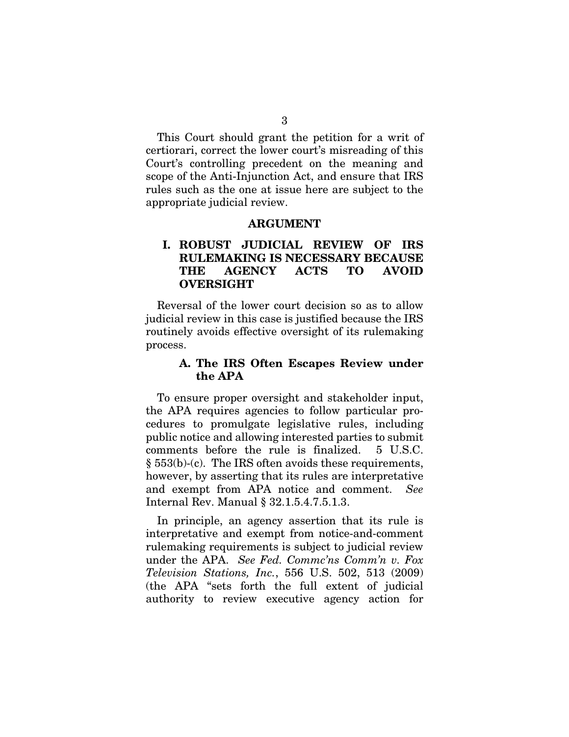This Court should grant the petition for a writ of certiorari, correct the lower court's misreading of this Court's controlling precedent on the meaning and scope of the Anti-Injunction Act, and ensure that IRS rules such as the one at issue here are subject to the appropriate judicial review.

## ARGUMENT

### I. ROBUST JUDICIAL REVIEW OF IRS RULEMAKING IS NECESSARY BECAUSE THE AGENCY ACTS TO AVOID OVERSIGHT

Reversal of the lower court decision so as to allow judicial review in this case is justified because the IRS routinely avoids effective oversight of its rulemaking process.

#### A. The IRS Often Escapes Review under the APA

To ensure proper oversight and stakeholder input, the APA requires agencies to follow particular procedures to promulgate legislative rules, including public notice and allowing interested parties to submit comments before the rule is finalized. 5 U.S.C. § 553(b)-(c). The IRS often avoids these requirements, however, by asserting that its rules are interpretative and exempt from APA notice and comment. *See* Internal Rev. Manual § 32.1.5.4.7.5.1.3.

In principle, an agency assertion that its rule is interpretative and exempt from notice-and-comment rulemaking requirements is subject to judicial review under the APA. *See Fed. Commc'ns Comm'n v. Fox Television Stations, Inc.*, 556 U.S. 502, 513 (2009) (the APA "sets forth the full extent of judicial authority to review executive agency action for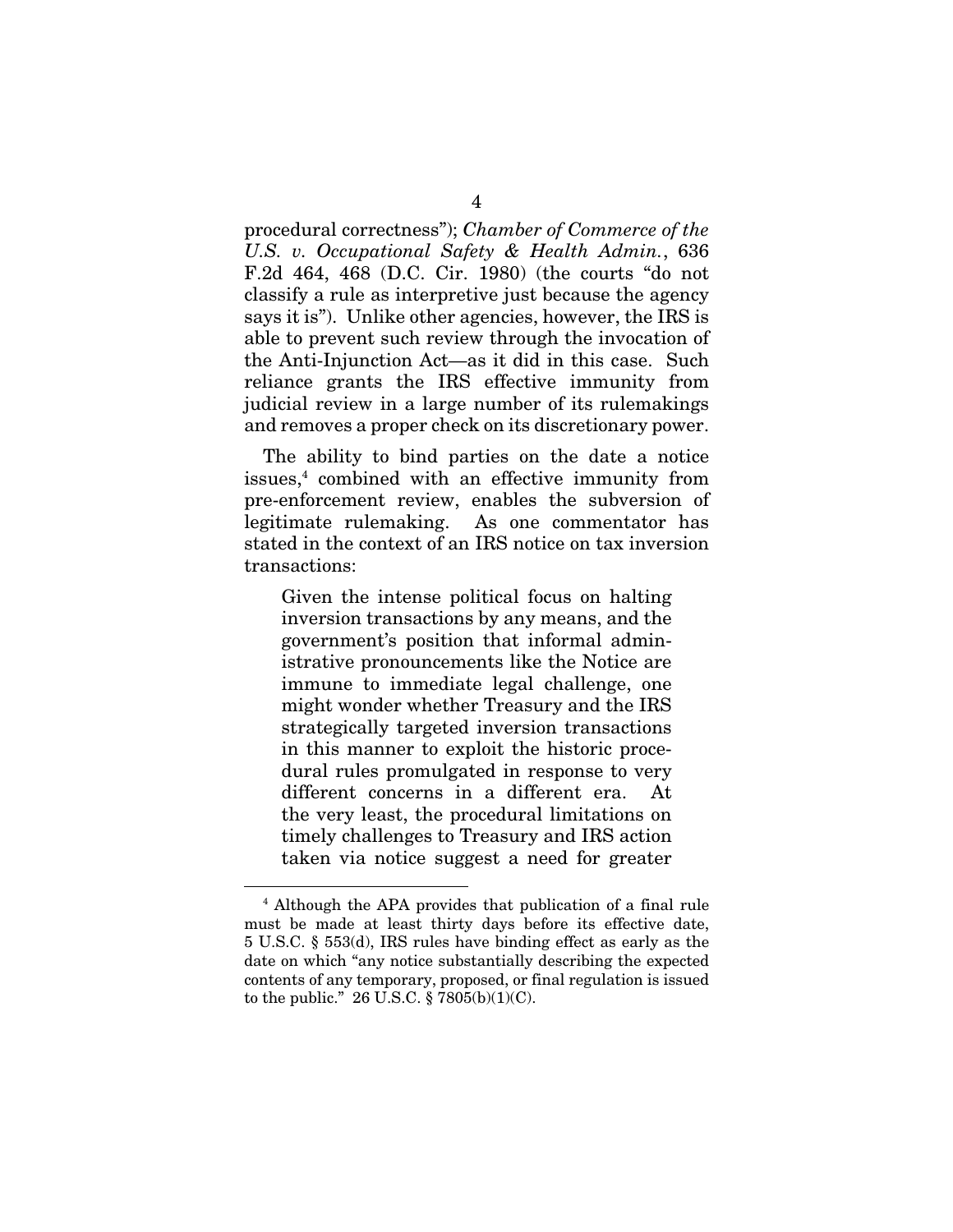procedural correctness"); *Chamber of Commerce of the U.S. v. Occupational Safety & Health Admin.*, 636 F.2d 464, 468 (D.C. Cir. 1980) (the courts "do not classify a rule as interpretive just because the agency says it is"). Unlike other agencies, however, the IRS is able to prevent such review through the invocation of the Anti-Injunction Act—as it did in this case. Such reliance grants the IRS effective immunity from judicial review in a large number of its rulemakings and removes a proper check on its discretionary power.

The ability to bind parties on the date a notice issues,[4] combined with an effective immunity from pre-enforcement review, enables the subversion of legitimate rulemaking. As one commentator has stated in the context of an IRS notice on tax inversion transactions:

> Given the intense political focus on halting inversion transactions by any means, and the government's position that informal administrative pronouncements like the Notice are immune to immediate legal challenge, one might wonder whether Treasury and the IRS strategically targeted inversion transactions in this manner to exploit the historic procedural rules promulgated in response to very different concerns in a different era. At the very least, the procedural limitations on timely challenges to Treasury and IRS action taken via notice suggest a need for greater

---

[4] Although the APA provides that publication of a final rule must be made at least thirty days before its effective date, 5 U.S.C. § 553(d), IRS rules have binding effect as early as the date on which "any notice substantially describing the expected contents of any temporary, proposed, or final regulation is issued to the public." 26 U.S.C. § 7805(b)(1)(C).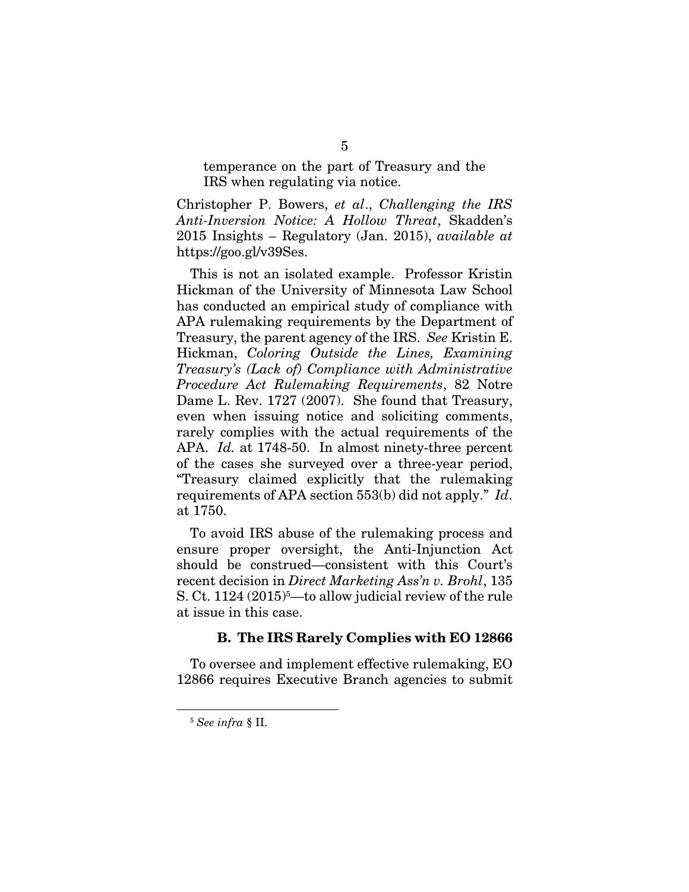temperance on the part of Treasury and the IRS when regulating via notice.

Christopher P. Bowers, *et al*., *Challenging the IRS Anti-Inversion Notice: A Hollow Threat*, Skadden's 2015 Insights – Regulatory (Jan. 2015), *available at* https://goo.gl/v39Ses.

This is not an isolated example. Professor Kristin Hickman of the University of Minnesota Law School has conducted an empirical study of compliance with APA rulemaking requirements by the Department of Treasury, the parent agency of the IRS. *See* Kristin E. Hickman, *Coloring Outside the Lines, Examining Treasury's (Lack of) Compliance with Administrative Procedure Act Rulemaking Requirements*, 82 Notre Dame L. Rev. 1727 (2007). She found that Treasury, even when issuing notice and soliciting comments, rarely complies with the actual requirements of the APA. *Id.* at 1748-50. In almost ninety-three percent of the cases she surveyed over a three-year period, "Treasury claimed explicitly that the rulemaking requirements of APA section 553(b) did not apply." *Id*. at 1750.

To avoid IRS abuse of the rulemaking process and ensure proper oversight, the Anti-Injunction Act should be construed—consistent with this Court's recent decision in *Direct Marketing Ass'n v. Brohl*, 135 S. Ct. 1124 (2015)[5]—to allow judicial review of the rule at issue in this case.

### B. The IRS Rarely Complies with EO 12866

To oversee and implement effective rulemaking, EO 12866 requires Executive Branch agencies to submit

[5] *See infra* § II.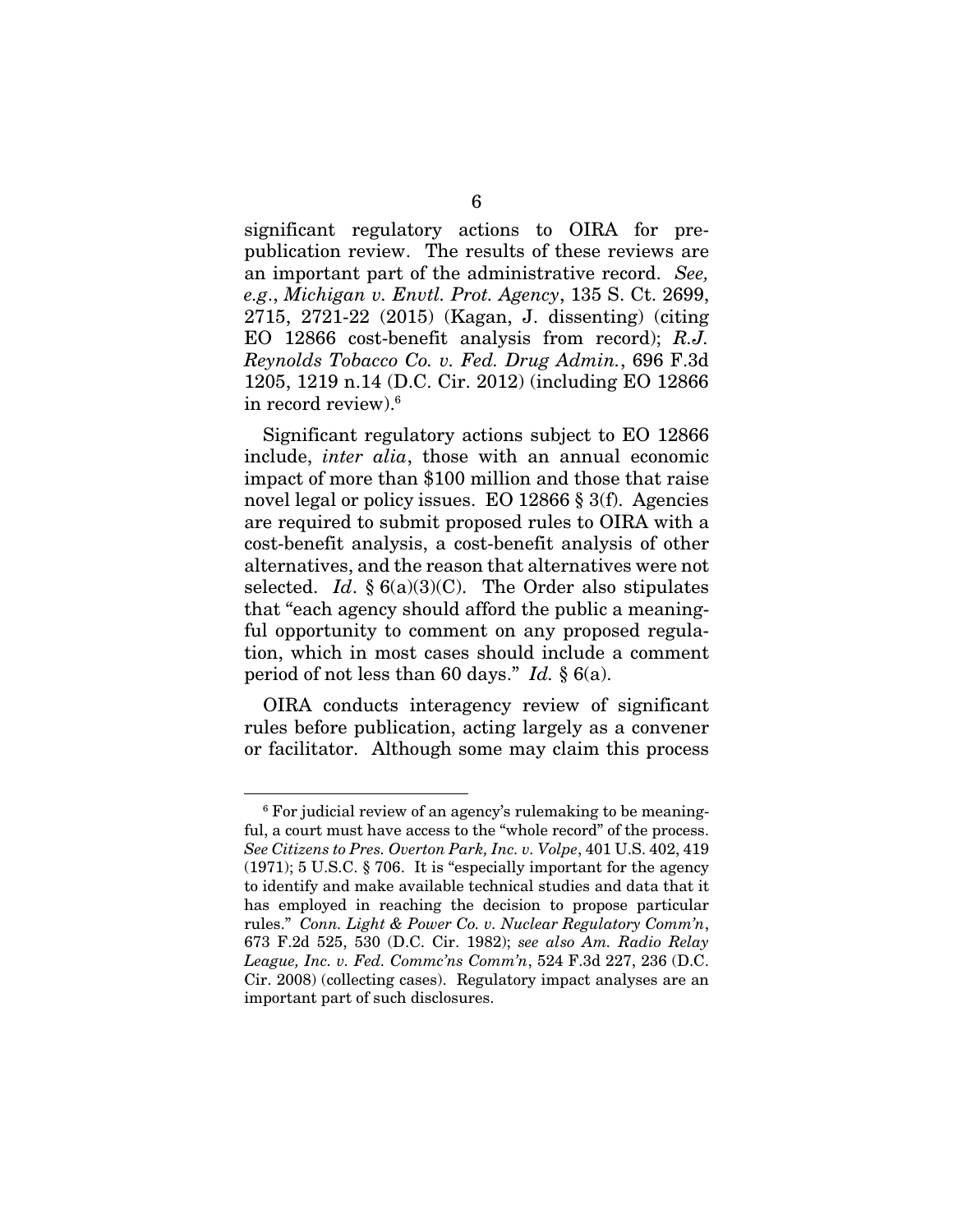significant regulatory actions to OIRA for pre-publication review. The results of these reviews are an important part of the administrative record. *See, e.g.*, *Michigan v. Envtl. Prot. Agency*, 135 S. Ct. 2699, 2715, 2721-22 (2015) (Kagan, J. dissenting) (citing EO 12866 cost-benefit analysis from record); *R.J. Reynolds Tobacco Co. v. Fed. Drug Admin.*, 696 F.3d 1205, 1219 n.14 (D.C. Cir. 2012) (including EO 12866 in record review).[6]

Significant regulatory actions subject to EO 12866 include, *inter alia*, those with an annual economic impact of more than $100 million and those that raise novel legal or policy issues. EO 12866 § 3(f). Agencies are required to submit proposed rules to OIRA with a cost-benefit analysis, a cost-benefit analysis of other alternatives, and the reason that alternatives were not selected. *Id*. § 6(a)(3)(C). The Order also stipulates that "each agency should afford the public a meaningful opportunity to comment on any proposed regulation, which in most cases should include a comment period of not less than 60 days." *Id.* § 6(a).

OIRA conducts interagency review of significant rules before publication, acting largely as a convener or facilitator. Although some may claim this process

---

[6] For judicial review of an agency's rulemaking to be meaningful, a court must have access to the "whole record" of the process. *See Citizens to Pres. Overton Park, Inc. v. Volpe*, 401 U.S. 402, 419 (1971); 5 U.S.C. § 706. It is "especially important for the agency to identify and make available technical studies and data that it has employed in reaching the decision to propose particular rules." *Conn. Light & Power Co. v. Nuclear Regulatory Comm'n*, 673 F.2d 525, 530 (D.C. Cir. 1982); *see also Am. Radio Relay League, Inc. v. Fed. Commc'ns Comm'n*, 524 F.3d 227, 236 (D.C. Cir. 2008) (collecting cases). Regulatory impact analyses are an important part of such disclosures.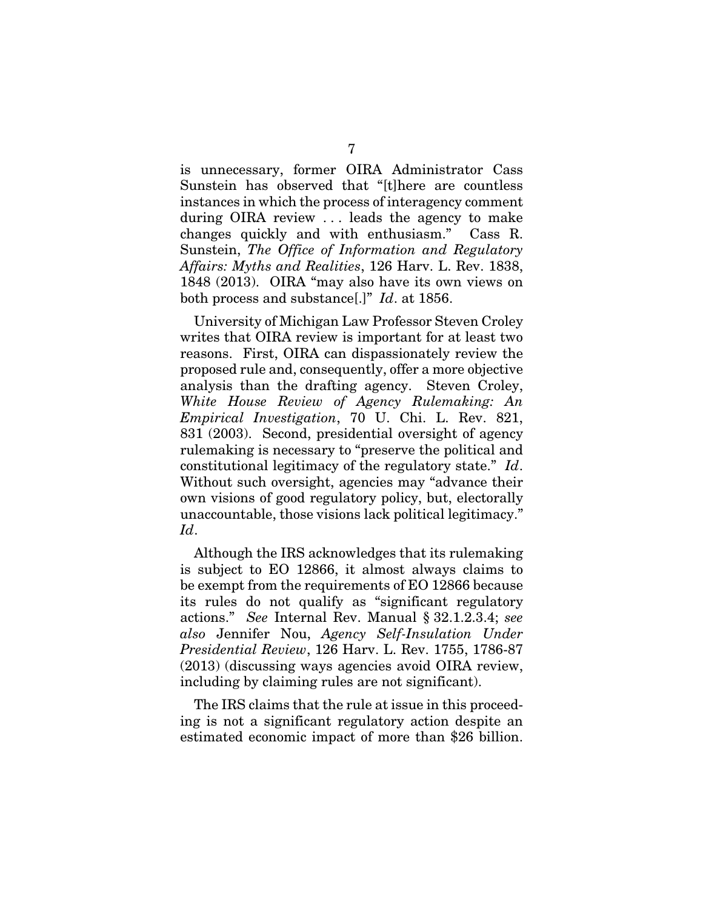is unnecessary, former OIRA Administrator Cass Sunstein has observed that "[t]here are countless instances in which the process of interagency comment during OIRA review . . . leads the agency to make changes quickly and with enthusiasm." Cass R. Sunstein, *The Office of Information and Regulatory Affairs: Myths and Realities*, 126 Harv. L. Rev. 1838, 1848 (2013). OIRA "may also have its own views on both process and substance[.]" *Id*. at 1856.

University of Michigan Law Professor Steven Croley writes that OIRA review is important for at least two reasons. First, OIRA can dispassionately review the proposed rule and, consequently, offer a more objective analysis than the drafting agency. Steven Croley, *White House Review of Agency Rulemaking: An Empirical Investigation*, 70 U. Chi. L. Rev. 821, 831 (2003). Second, presidential oversight of agency rulemaking is necessary to "preserve the political and constitutional legitimacy of the regulatory state." *Id*. Without such oversight, agencies may "advance their own visions of good regulatory policy, but, electorally unaccountable, those visions lack political legitimacy." *Id*.

Although the IRS acknowledges that its rulemaking is subject to EO 12866, it almost always claims to be exempt from the requirements of EO 12866 because its rules do not qualify as "significant regulatory actions." *See* Internal Rev. Manual § 32.1.2.3.4; *see also* Jennifer Nou, *Agency Self-Insulation Under Presidential Review*, 126 Harv. L. Rev. 1755, 1786-87 (2013) (discussing ways agencies avoid OIRA review, including by claiming rules are not significant).

The IRS claims that the rule at issue in this proceeding is not a significant regulatory action despite an estimated economic impact of more than $26 billion.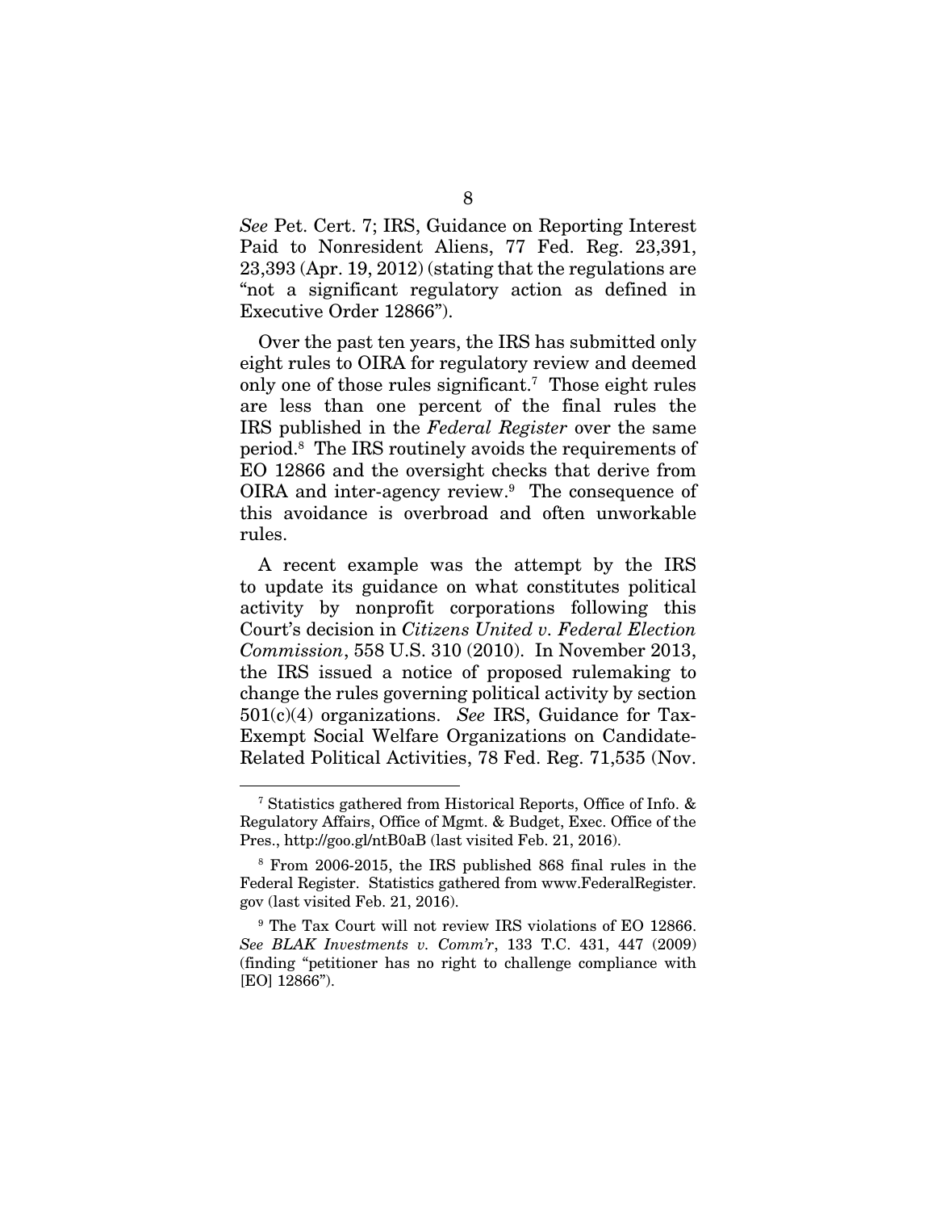*See* Pet. Cert. 7; IRS, Guidance on Reporting Interest Paid to Nonresident Aliens, 77 Fed. Reg. 23,391, 23,393 (Apr. 19, 2012) (stating that the regulations are "not a significant regulatory action as defined in Executive Order 12866").

Over the past ten years, the IRS has submitted only eight rules to OIRA for regulatory review and deemed only one of those rules significant.[7] Those eight rules are less than one percent of the final rules the IRS published in the *Federal Register* over the same period.[8] The IRS routinely avoids the requirements of EO 12866 and the oversight checks that derive from OIRA and inter-agency review.[9] The consequence of this avoidance is overbroad and often unworkable rules.

A recent example was the attempt by the IRS to update its guidance on what constitutes political activity by nonprofit corporations following this Court's decision in *Citizens United v. Federal Election Commission*, 558 U.S. 310 (2010). In November 2013, the IRS issued a notice of proposed rulemaking to change the rules governing political activity by section 501(c)(4) organizations. *See* IRS, Guidance for Tax-Exempt Social Welfare Organizations on Candidate-Related Political Activities, 78 Fed. Reg. 71,535 (Nov.

---

[7] Statistics gathered from Historical Reports, Office of Info. & Regulatory Affairs, Office of Mgmt. & Budget, Exec. Office of the Pres., http://goo.gl/ntB0aB (last visited Feb. 21, 2016).

[8] From 2006-2015, the IRS published 868 final rules in the Federal Register. Statistics gathered from www.FederalRegister.gov (last visited Feb. 21, 2016).

[9] The Tax Court will not review IRS violations of EO 12866. *See BLAK Investments v. Comm'r*, 133 T.C. 431, 447 (2009) (finding "petitioner has no right to challenge compliance with [EO] 12866").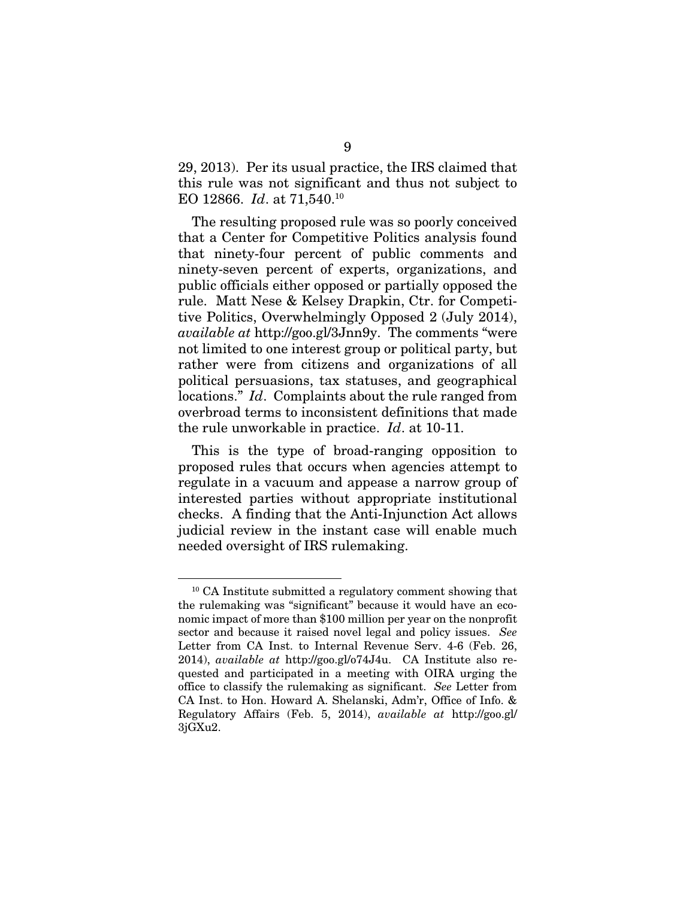29, 2013). Per its usual practice, the IRS claimed that this rule was not significant and thus not subject to EO 12866. *Id*. at 71,540.[10]

The resulting proposed rule was so poorly conceived that a Center for Competitive Politics analysis found that ninety-four percent of public comments and ninety-seven percent of experts, organizations, and public officials either opposed or partially opposed the rule. Matt Nese & Kelsey Drapkin, Ctr. for Competitive Politics, Overwhelmingly Opposed 2 (July 2014), *available at* http://goo.gl/3Jnn9y. The comments "were not limited to one interest group or political party, but rather were from citizens and organizations of all political persuasions, tax statuses, and geographical locations." *Id*. Complaints about the rule ranged from overbroad terms to inconsistent definitions that made the rule unworkable in practice. *Id*. at 10-11.

This is the type of broad-ranging opposition to proposed rules that occurs when agencies attempt to regulate in a vacuum and appease a narrow group of interested parties without appropriate institutional checks. A finding that the Anti-Injunction Act allows judicial review in the instant case will enable much needed oversight of IRS rulemaking.

---

[10] CA Institute submitted a regulatory comment showing that the rulemaking was "significant" because it would have an economic impact of more than $100 million per year on the nonprofit sector and because it raised novel legal and policy issues. *See* Letter from CA Inst. to Internal Revenue Serv. 4-6 (Feb. 26, 2014), *available at* http://goo.gl/o74J4u. CA Institute also requested and participated in a meeting with OIRA urging the office to classify the rulemaking as significant. *See* Letter from CA Inst. to Hon. Howard A. Shelanski, Adm'r, Office of Info. & Regulatory Affairs (Feb. 5, 2014), *available at* http://goo.gl/3jGXu2.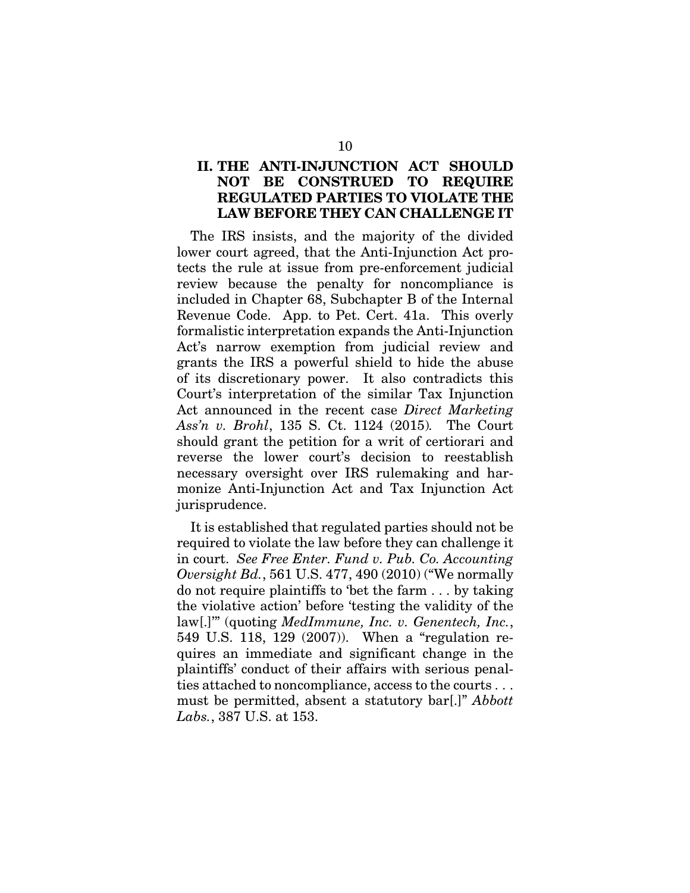## II. THE ANTI-INJUNCTION ACT SHOULD NOT BE CONSTRUED TO REQUIRE REGULATED PARTIES TO VIOLATE THE LAW BEFORE THEY CAN CHALLENGE IT

The IRS insists, and the majority of the divided lower court agreed, that the Anti-Injunction Act protects the rule at issue from pre-enforcement judicial review because the penalty for noncompliance is included in Chapter 68, Subchapter B of the Internal Revenue Code. App. to Pet. Cert. 41a. This overly formalistic interpretation expands the Anti-Injunction Act's narrow exemption from judicial review and grants the IRS a powerful shield to hide the abuse of its discretionary power. It also contradicts this Court's interpretation of the similar Tax Injunction Act announced in the recent case *Direct Marketing Ass'n v. Brohl*, 135 S. Ct. 1124 (2015). The Court should grant the petition for a writ of certiorari and reverse the lower court's decision to reestablish necessary oversight over IRS rulemaking and harmonize Anti-Injunction Act and Tax Injunction Act jurisprudence.

It is established that regulated parties should not be required to violate the law before they can challenge it in court. *See Free Enter. Fund v. Pub. Co. Accounting Oversight Bd.*, 561 U.S. 477, 490 (2010) ("We normally do not require plaintiffs to 'bet the farm . . . by taking the violative action' before 'testing the validity of the law[.]'" (quoting *MedImmune, Inc. v. Genentech, Inc.*, 549 U.S. 118, 129 (2007)). When a "regulation requires an immediate and significant change in the plaintiffs' conduct of their affairs with serious penalties attached to noncompliance, access to the courts . . . must be permitted, absent a statutory bar[.]" *Abbott Labs.*, 387 U.S. at 153.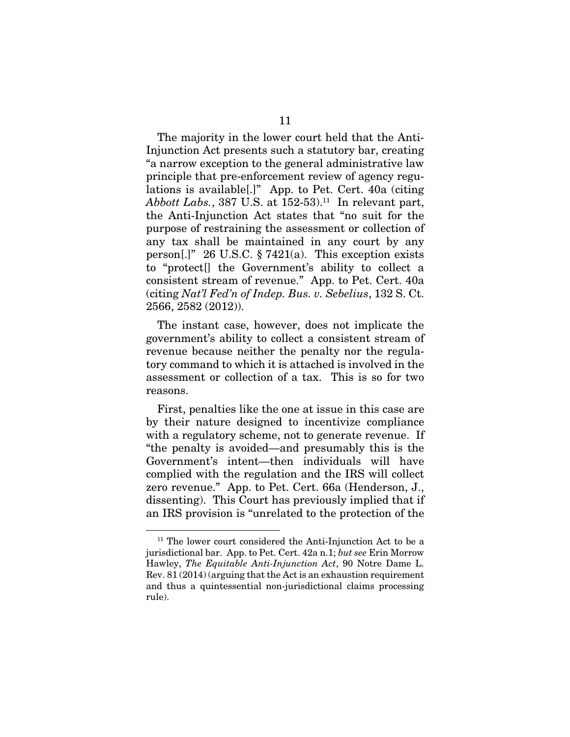The majority in the lower court held that the Anti-Injunction Act presents such a statutory bar, creating "a narrow exception to the general administrative law principle that pre-enforcement review of agency regulations is available[.]" App. to Pet. Cert. 40a (citing *Abbott Labs.*, 387 U.S. at 152-53).[11] In relevant part, the Anti-Injunction Act states that "no suit for the purpose of restraining the assessment or collection of any tax shall be maintained in any court by any person[.]" 26 U.S.C. § 7421(a). This exception exists to "protect[] the Government's ability to collect a consistent stream of revenue." App. to Pet. Cert. 40a (citing *Nat'l Fed'n of Indep. Bus. v. Sebelius*, 132 S. Ct. 2566, 2582 (2012)).

The instant case, however, does not implicate the government's ability to collect a consistent stream of revenue because neither the penalty nor the regulatory command to which it is attached is involved in the assessment or collection of a tax. This is so for two reasons.

First, penalties like the one at issue in this case are by their nature designed to incentivize compliance with a regulatory scheme, not to generate revenue. If "the penalty is avoided—and presumably this is the Government's intent—then individuals will have complied with the regulation and the IRS will collect zero revenue." App. to Pet. Cert. 66a (Henderson, J., dissenting). This Court has previously implied that if an IRS provision is "unrelated to the protection of the

---

[11] The lower court considered the Anti-Injunction Act to be a jurisdictional bar. App. to Pet. Cert. 42a n.1; *but see* Erin Morrow Hawley, *The Equitable Anti-Injunction Act*, 90 Notre Dame L. Rev. 81 (2014) (arguing that the Act is an exhaustion requirement and thus a quintessential non-jurisdictional claims processing rule).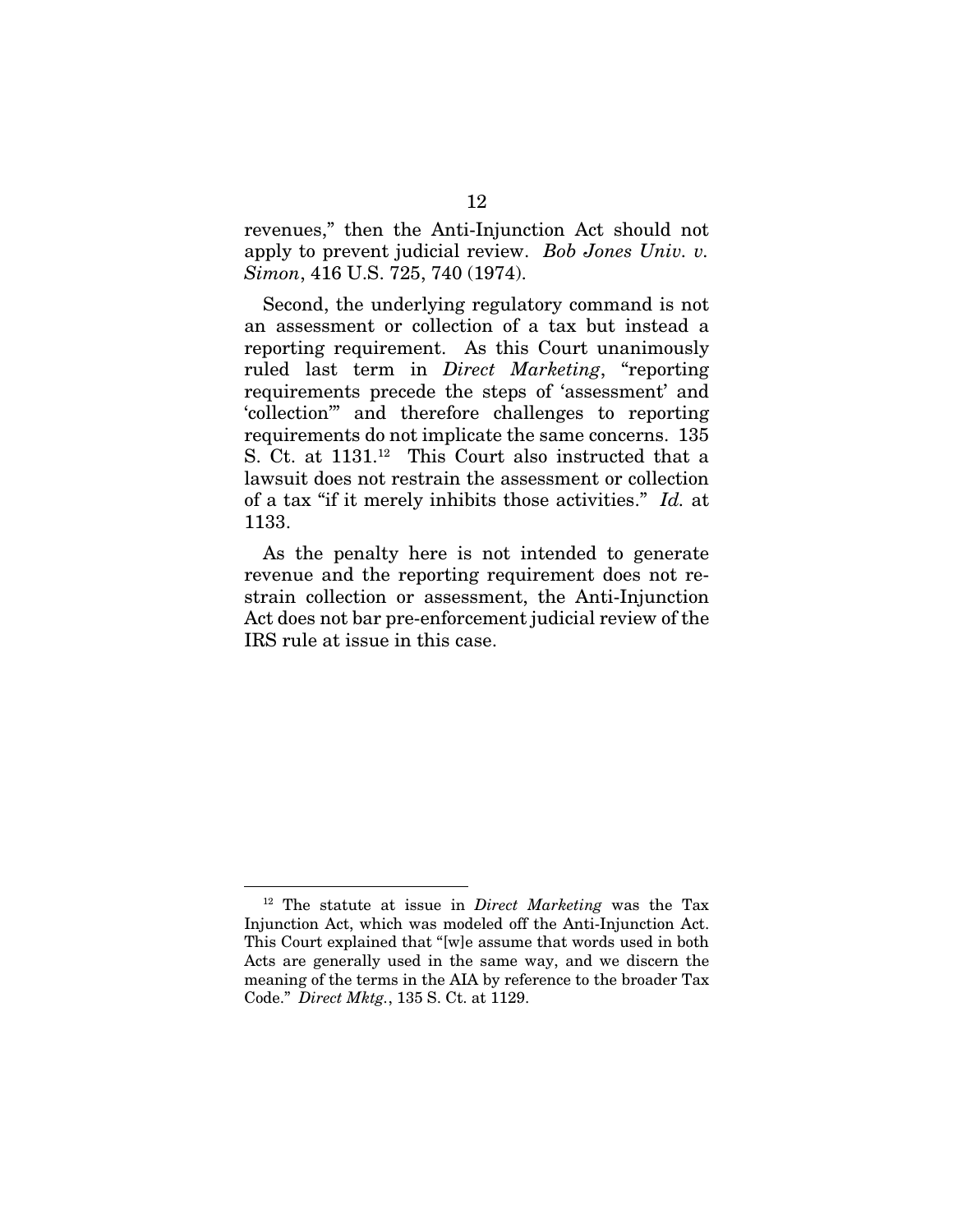revenues," then the Anti-Injunction Act should not apply to prevent judicial review. *Bob Jones Univ. v. Simon*, 416 U.S. 725, 740 (1974).

Second, the underlying regulatory command is not an assessment or collection of a tax but instead a reporting requirement. As this Court unanimously ruled last term in *Direct Marketing*, "reporting requirements precede the steps of 'assessment' and 'collection'" and therefore challenges to reporting requirements do not implicate the same concerns. 135 S. Ct. at 1131.[12] This Court also instructed that a lawsuit does not restrain the assessment or collection of a tax "if it merely inhibits those activities." *Id.* at 1133.

As the penalty here is not intended to generate revenue and the reporting requirement does not restrain collection or assessment, the Anti-Injunction Act does not bar pre-enforcement judicial review of the IRS rule at issue in this case.

---

[12] The statute at issue in *Direct Marketing* was the Tax Injunction Act, which was modeled off the Anti-Injunction Act. This Court explained that "[w]e assume that words used in both Acts are generally used in the same way, and we discern the meaning of the terms in the AIA by reference to the broader Tax Code." *Direct Mktg.*, 135 S. Ct. at 1129.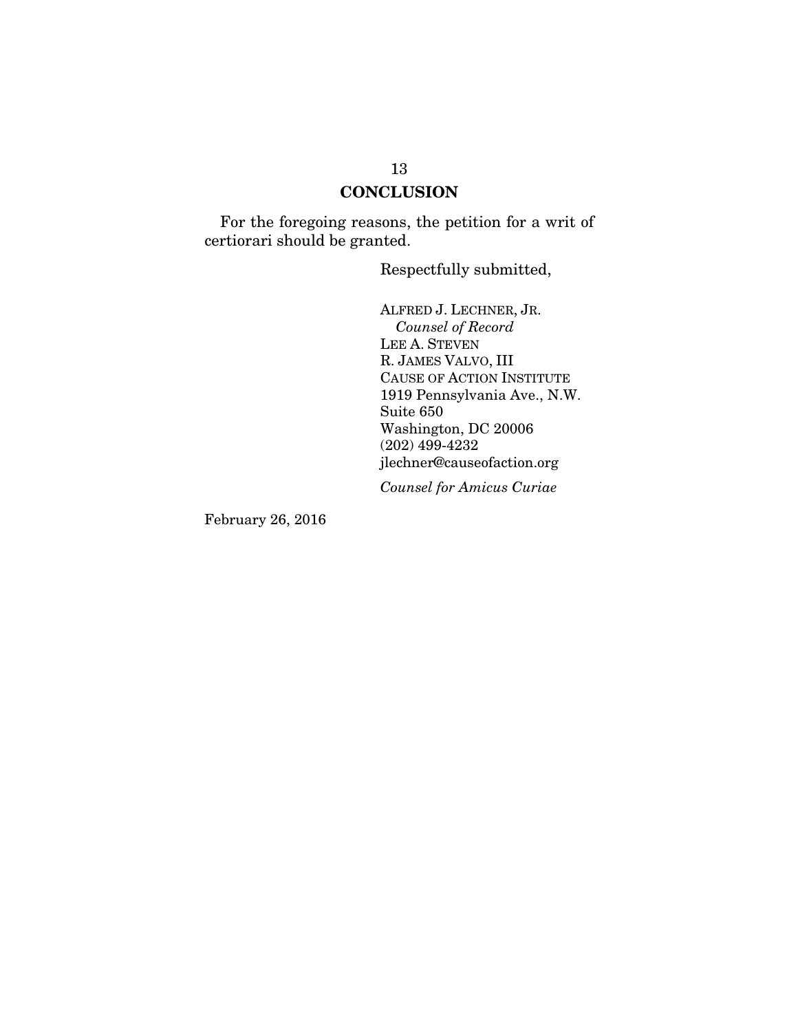## CONCLUSION

For the foregoing reasons, the petition for a writ of certiorari should be granted.

Respectfully submitted,

ALFRED J. LECHNER, JR.
*Counsel of Record*
LEE A. STEVEN
R. JAMES VALVO, III
CAUSE OF ACTION INSTITUTE
1919 Pennsylvania Ave., N.W.
Suite 650
Washington, DC 20006
(202) 499-4232
jlechner@causeofaction.org

*Counsel for Amicus Curiae*

February 26, 2016